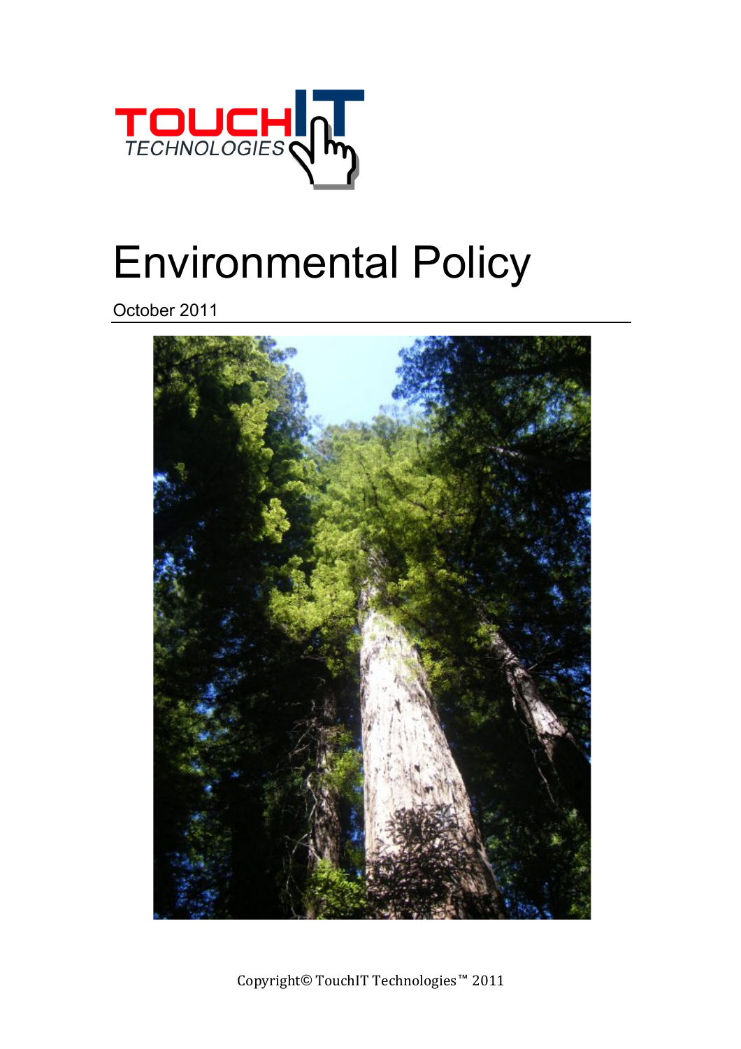TOUCH IT TECHNOLOGIES

# Environmental Policy

October 2011

Copyright© TouchIT Technologies™ 2011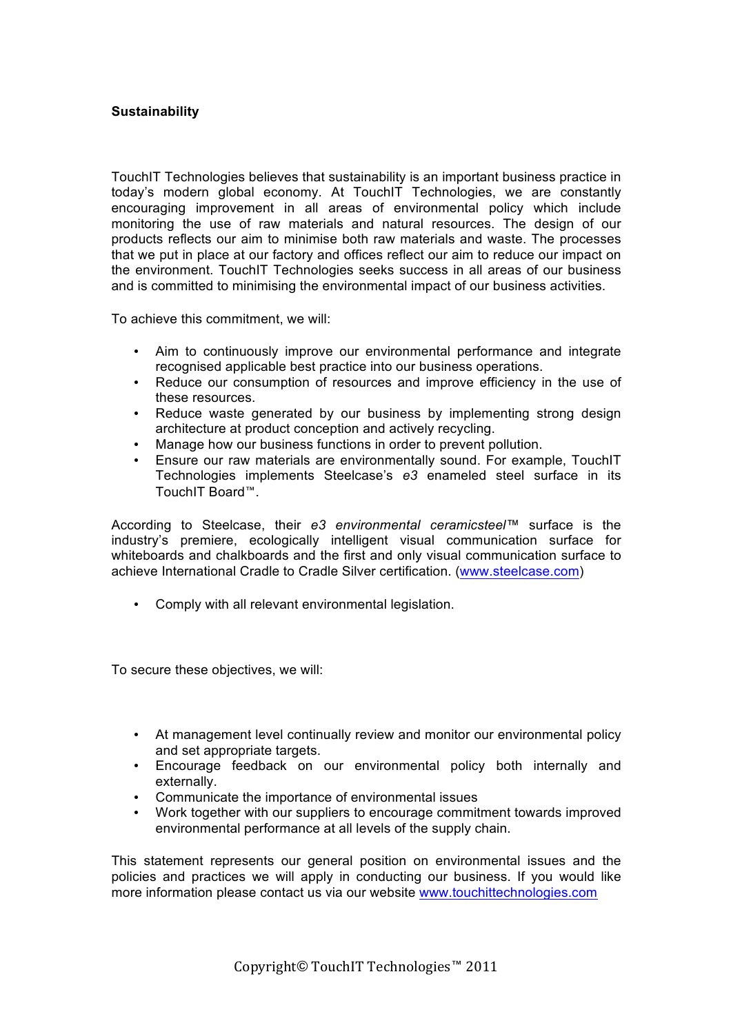**Sustainability**

TouchIT Technologies believes that sustainability is an important business practice in today's modern global economy. At TouchIT Technologies, we are constantly encouraging improvement in all areas of environmental policy which include monitoring the use of raw materials and natural resources. The design of our products reflects our aim to minimise both raw materials and waste. The processes that we put in place at our factory and offices reflect our aim to reduce our impact on the environment. TouchIT Technologies seeks success in all areas of our business and is committed to minimising the environmental impact of our business activities.

To achieve this commitment, we will:

- Aim to continuously improve our environmental performance and integrate recognised applicable best practice into our business operations.
- Reduce our consumption of resources and improve efficiency in the use of these resources.
- Reduce waste generated by our business by implementing strong design architecture at product conception and actively recycling.
- Manage how our business functions in order to prevent pollution.
- Ensure our raw materials are environmentally sound. For example, TouchIT Technologies implements Steelcase's *e3* enameled steel surface in its TouchIT Board™.

According to Steelcase, their *e3 environmental ceramicsteel*™ surface is the industry's premiere, ecologically intelligent visual communication surface for whiteboards and chalkboards and the first and only visual communication surface to achieve International Cradle to Cradle Silver certification. (www.steelcase.com)

- Comply with all relevant environmental legislation.

To secure these objectives, we will:

- At management level continually review and monitor our environmental policy and set appropriate targets.
- Encourage feedback on our environmental policy both internally and externally.
- Communicate the importance of environmental issues
- Work together with our suppliers to encourage commitment towards improved environmental performance at all levels of the supply chain.

This statement represents our general position on environmental issues and the policies and practices we will apply in conducting our business. If you would like more information please contact us via our website www.touchittechnologies.com

Copyright© TouchIT Technologies™ 2011